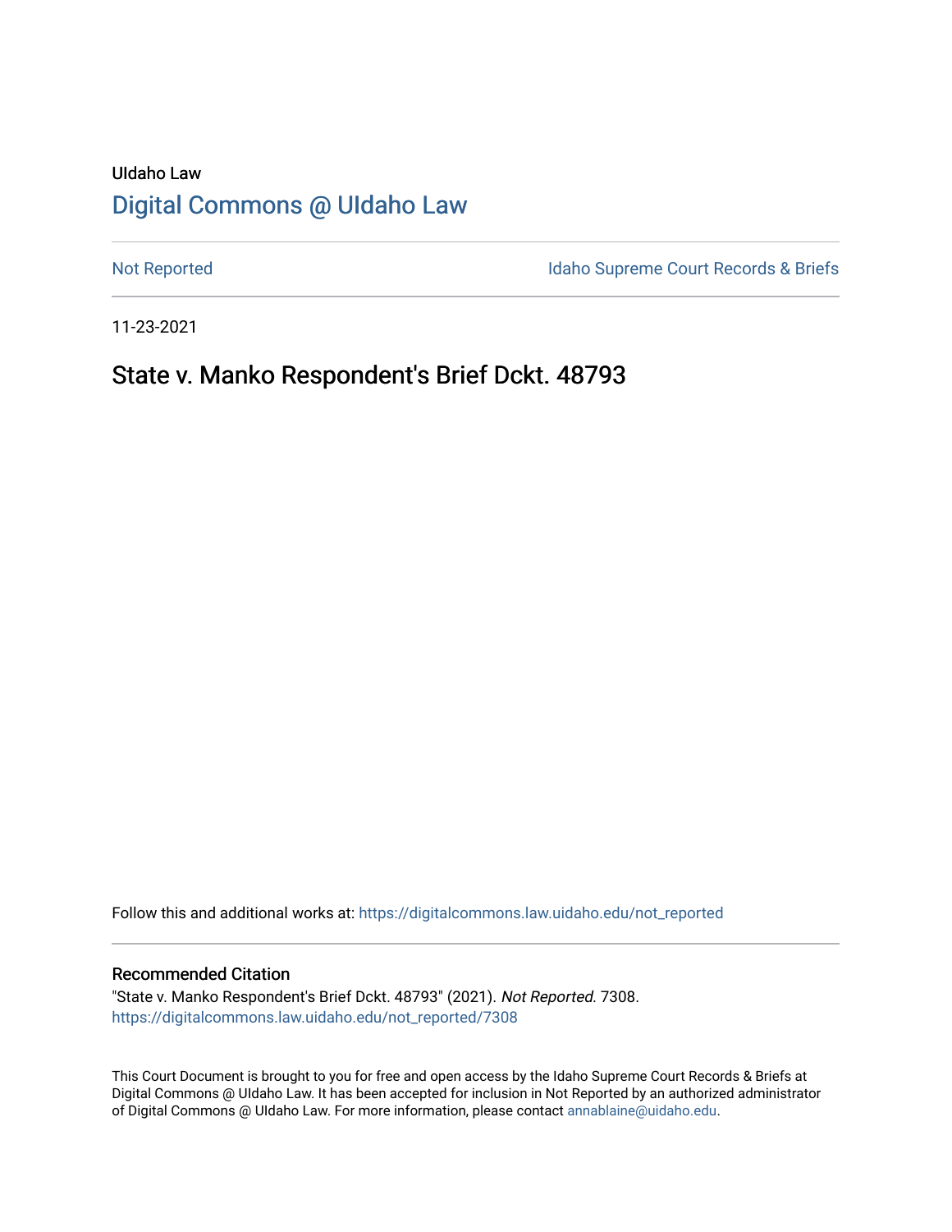UIdaho Law

# Digital Commons @ UIdaho Law

Not Reported

Idaho Supreme Court Records & Briefs

11-23-2021

## State v. Manko Respondent's Brief Dckt. 48793

Follow this and additional works at: https://digitalcommons.law.uidaho.edu/not_reported

### Recommended Citation

"State v. Manko Respondent's Brief Dckt. 48793" (2021). *Not Reported*. 7308.
https://digitalcommons.law.uidaho.edu/not_reported/7308

This Court Document is brought to you for free and open access by the Idaho Supreme Court Records & Briefs at Digital Commons @ UIdaho Law. It has been accepted for inclusion in Not Reported by an authorized administrator of Digital Commons @ UIdaho Law. For more information, please contact annablaine@uidaho.edu.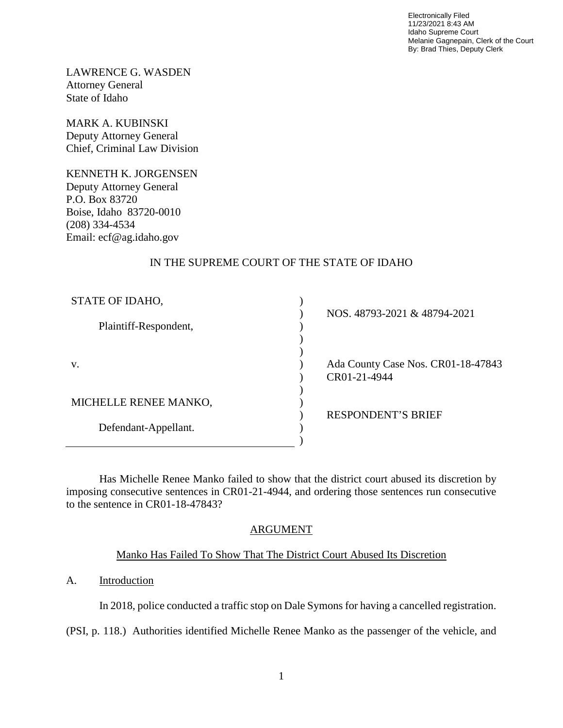Electronically Filed
11/23/2021 8:43 AM
Idaho Supreme Court
Melanie Gagnepain, Clerk of the Court
By: Brad Thies, Deputy Clerk

LAWRENCE G. WASDEN
Attorney General
State of Idaho

MARK A. KUBINSKI
Deputy Attorney General
Chief, Criminal Law Division

KENNETH K. JORGENSEN
Deputy Attorney General
P.O. Box 83720
Boise, Idaho 83720-0010
(208) 334-4534
Email: ecf@ag.idaho.gov

IN THE SUPREME COURT OF THE STATE OF IDAHO

| | | |
|---|---|---|
| STATE OF IDAHO, | ) | |
| | ) | NOS. 48793-2021 & 48794-2021 |
| Plaintiff-Respondent, | ) | |
| | ) | |
| | ) | |
| v. | ) | Ada County Case Nos. CR01-18-47843 |
| | ) | CR01-21-4944 |
| | ) | |
| MICHELLE RENEE MANKO, | ) | |
| | ) | RESPONDENT'S BRIEF |
| Defendant-Appellant. | ) | |
| | ) | |

Has Michelle Renee Manko failed to show that the district court abused its discretion by imposing consecutive sentences in CR01-21-4944, and ordering those sentences run consecutive to the sentence in CR01-18-47843?

## ARGUMENT

### Manko Has Failed To Show That The District Court Abused Its Discretion

A. Introduction

In 2018, police conducted a traffic stop on Dale Symons for having a cancelled registration. (PSI, p. 118.) Authorities identified Michelle Renee Manko as the passenger of the vehicle, and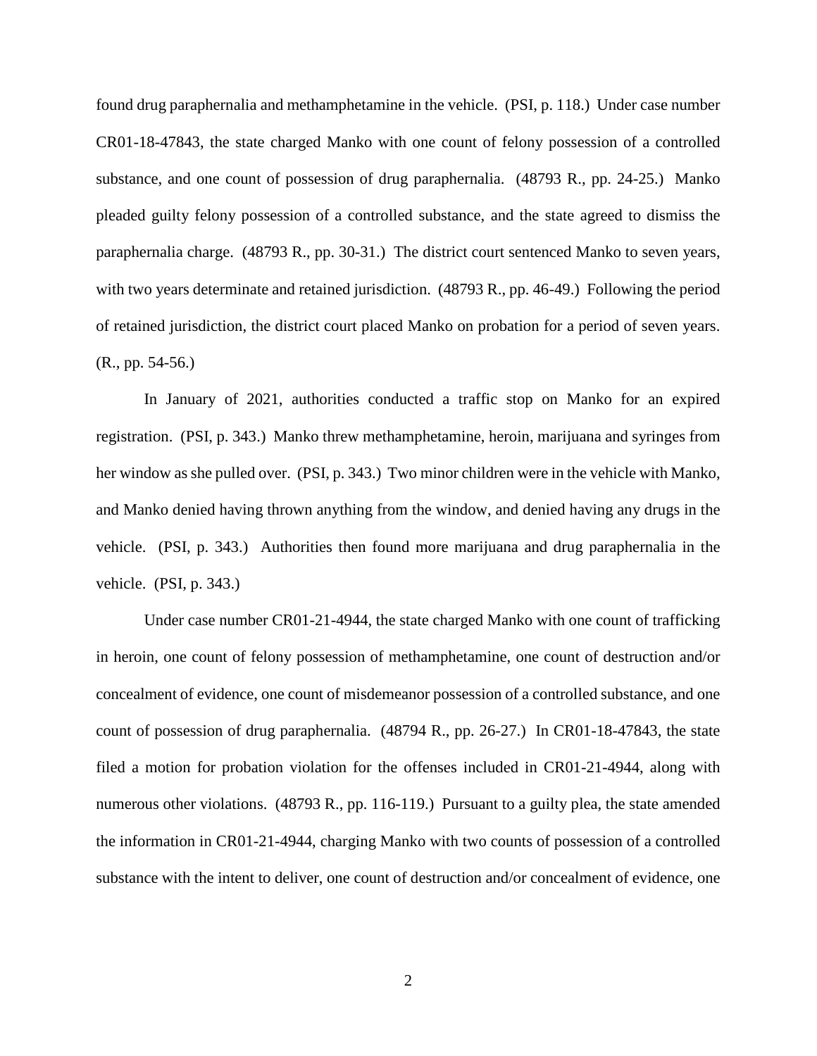found drug paraphernalia and methamphetamine in the vehicle. (PSI, p. 118.) Under case number CR01-18-47843, the state charged Manko with one count of felony possession of a controlled substance, and one count of possession of drug paraphernalia. (48793 R., pp. 24-25.) Manko pleaded guilty felony possession of a controlled substance, and the state agreed to dismiss the paraphernalia charge. (48793 R., pp. 30-31.) The district court sentenced Manko to seven years, with two years determinate and retained jurisdiction. (48793 R., pp. 46-49.) Following the period of retained jurisdiction, the district court placed Manko on probation for a period of seven years. (R., pp. 54-56.)

In January of 2021, authorities conducted a traffic stop on Manko for an expired registration. (PSI, p. 343.) Manko threw methamphetamine, heroin, marijuana and syringes from her window as she pulled over. (PSI, p. 343.) Two minor children were in the vehicle with Manko, and Manko denied having thrown anything from the window, and denied having any drugs in the vehicle. (PSI, p. 343.) Authorities then found more marijuana and drug paraphernalia in the vehicle. (PSI, p. 343.)

Under case number CR01-21-4944, the state charged Manko with one count of trafficking in heroin, one count of felony possession of methamphetamine, one count of destruction and/or concealment of evidence, one count of misdemeanor possession of a controlled substance, and one count of possession of drug paraphernalia. (48794 R., pp. 26-27.) In CR01-18-47843, the state filed a motion for probation violation for the offenses included in CR01-21-4944, along with numerous other violations. (48793 R., pp. 116-119.) Pursuant to a guilty plea, the state amended the information in CR01-21-4944, charging Manko with two counts of possession of a controlled substance with the intent to deliver, one count of destruction and/or concealment of evidence, one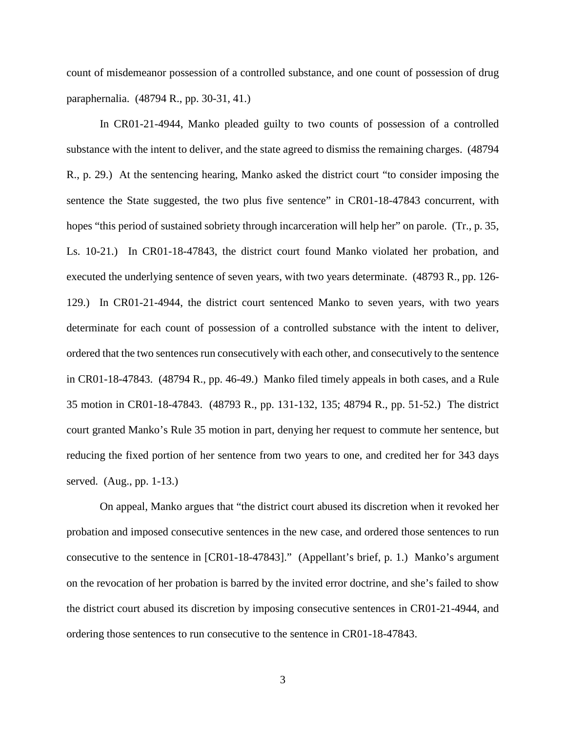count of misdemeanor possession of a controlled substance, and one count of possession of drug paraphernalia. (48794 R., pp. 30-31, 41.)

In CR01-21-4944, Manko pleaded guilty to two counts of possession of a controlled substance with the intent to deliver, and the state agreed to dismiss the remaining charges. (48794 R., p. 29.) At the sentencing hearing, Manko asked the district court "to consider imposing the sentence the State suggested, the two plus five sentence" in CR01-18-47843 concurrent, with hopes "this period of sustained sobriety through incarceration will help her" on parole. (Tr., p. 35, Ls. 10-21.) In CR01-18-47843, the district court found Manko violated her probation, and executed the underlying sentence of seven years, with two years determinate. (48793 R., pp. 126-129.) In CR01-21-4944, the district court sentenced Manko to seven years, with two years determinate for each count of possession of a controlled substance with the intent to deliver, ordered that the two sentences run consecutively with each other, and consecutively to the sentence in CR01-18-47843. (48794 R., pp. 46-49.) Manko filed timely appeals in both cases, and a Rule 35 motion in CR01-18-47843. (48793 R., pp. 131-132, 135; 48794 R., pp. 51-52.) The district court granted Manko's Rule 35 motion in part, denying her request to commute her sentence, but reducing the fixed portion of her sentence from two years to one, and credited her for 343 days served. (Aug., pp. 1-13.)

On appeal, Manko argues that "the district court abused its discretion when it revoked her probation and imposed consecutive sentences in the new case, and ordered those sentences to run consecutive to the sentence in [CR01-18-47843]." (Appellant's brief, p. 1.) Manko's argument on the revocation of her probation is barred by the invited error doctrine, and she's failed to show the district court abused its discretion by imposing consecutive sentences in CR01-21-4944, and ordering those sentences to run consecutive to the sentence in CR01-18-47843.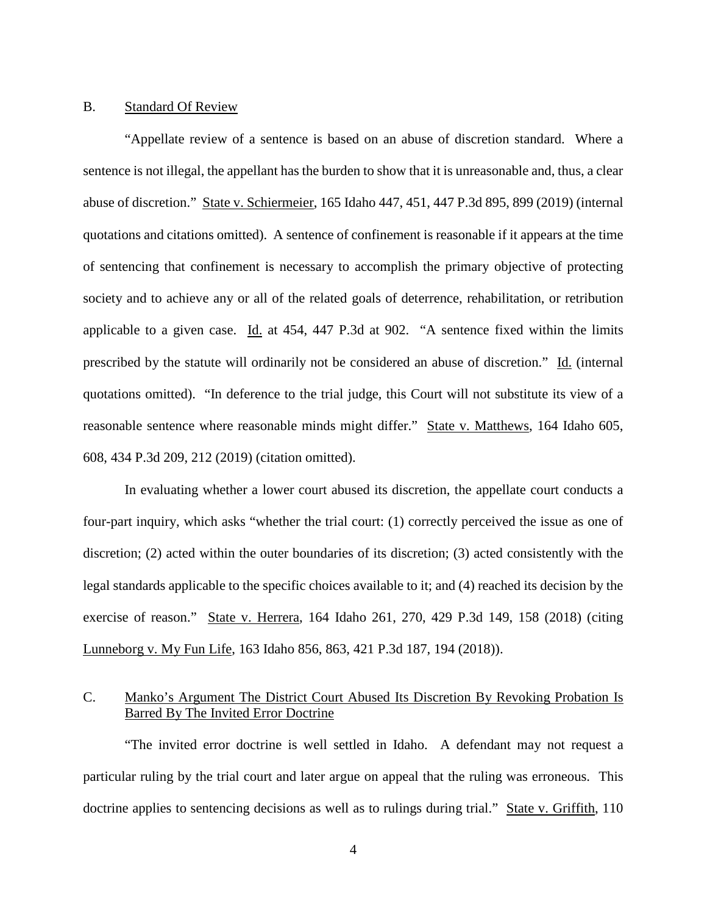B. Standard Of Review

"Appellate review of a sentence is based on an abuse of discretion standard. Where a sentence is not illegal, the appellant has the burden to show that it is unreasonable and, thus, a clear abuse of discretion." State v. Schiermeier, 165 Idaho 447, 451, 447 P.3d 895, 899 (2019) (internal quotations and citations omitted). A sentence of confinement is reasonable if it appears at the time of sentencing that confinement is necessary to accomplish the primary objective of protecting society and to achieve any or all of the related goals of deterrence, rehabilitation, or retribution applicable to a given case. Id. at 454, 447 P.3d at 902. "A sentence fixed within the limits prescribed by the statute will ordinarily not be considered an abuse of discretion." Id. (internal quotations omitted). "In deference to the trial judge, this Court will not substitute its view of a reasonable sentence where reasonable minds might differ." State v. Matthews, 164 Idaho 605, 608, 434 P.3d 209, 212 (2019) (citation omitted).

In evaluating whether a lower court abused its discretion, the appellate court conducts a four-part inquiry, which asks "whether the trial court: (1) correctly perceived the issue as one of discretion; (2) acted within the outer boundaries of its discretion; (3) acted consistently with the legal standards applicable to the specific choices available to it; and (4) reached its decision by the exercise of reason." State v. Herrera, 164 Idaho 261, 270, 429 P.3d 149, 158 (2018) (citing Lunneborg v. My Fun Life, 163 Idaho 856, 863, 421 P.3d 187, 194 (2018)).

C. Manko's Argument The District Court Abused Its Discretion By Revoking Probation Is Barred By The Invited Error Doctrine

"The invited error doctrine is well settled in Idaho. A defendant may not request a particular ruling by the trial court and later argue on appeal that the ruling was erroneous. This doctrine applies to sentencing decisions as well as to rulings during trial." State v. Griffith, 110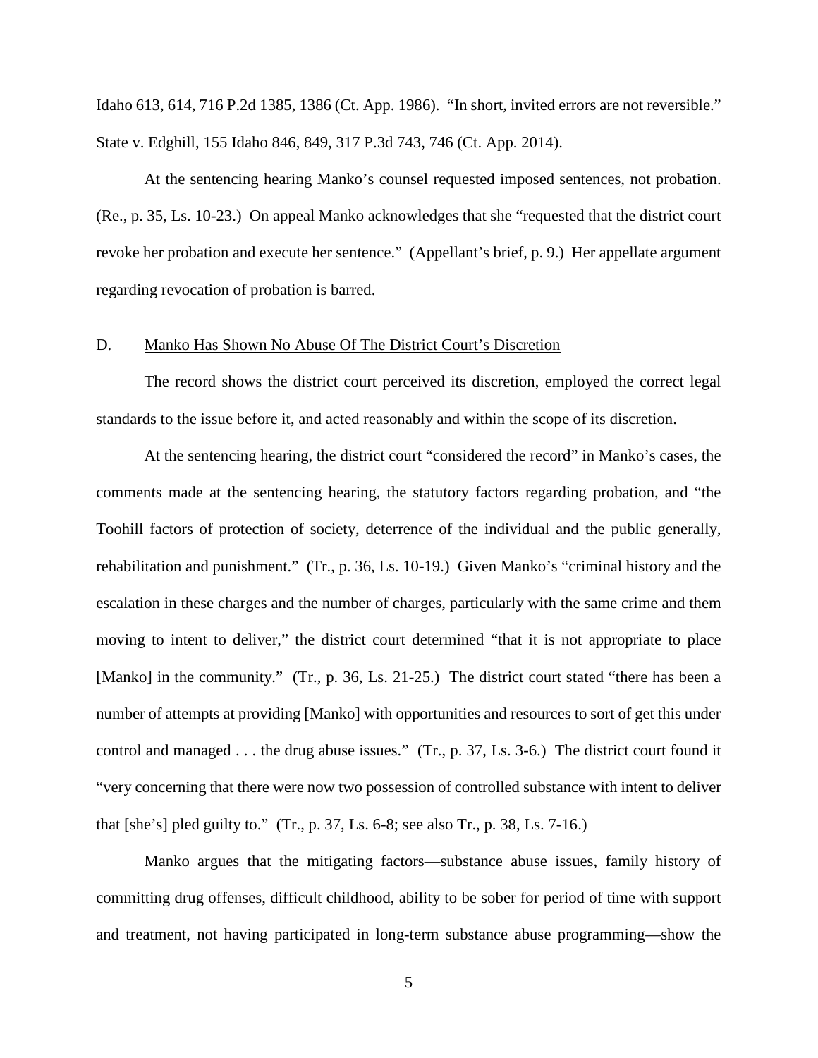Idaho 613, 614, 716 P.2d 1385, 1386 (Ct. App. 1986). "In short, invited errors are not reversible." State v. Edghill, 155 Idaho 846, 849, 317 P.3d 743, 746 (Ct. App. 2014).

At the sentencing hearing Manko's counsel requested imposed sentences, not probation. (Re., p. 35, Ls. 10-23.) On appeal Manko acknowledges that she "requested that the district court revoke her probation and execute her sentence." (Appellant's brief, p. 9.) Her appellate argument regarding revocation of probation is barred.

## D. Manko Has Shown No Abuse Of The District Court's Discretion

The record shows the district court perceived its discretion, employed the correct legal standards to the issue before it, and acted reasonably and within the scope of its discretion.

At the sentencing hearing, the district court "considered the record" in Manko's cases, the comments made at the sentencing hearing, the statutory factors regarding probation, and "the Toohill factors of protection of society, deterrence of the individual and the public generally, rehabilitation and punishment." (Tr., p. 36, Ls. 10-19.) Given Manko's "criminal history and the escalation in these charges and the number of charges, particularly with the same crime and them moving to intent to deliver," the district court determined "that it is not appropriate to place [Manko] in the community." (Tr., p. 36, Ls. 21-25.) The district court stated "there has been a number of attempts at providing [Manko] with opportunities and resources to sort of get this under control and managed . . . the drug abuse issues." (Tr., p. 37, Ls. 3-6.) The district court found it "very concerning that there were now two possession of controlled substance with intent to deliver that [she's] pled guilty to." (Tr., p. 37, Ls. 6-8; see also Tr., p. 38, Ls. 7-16.)

Manko argues that the mitigating factors—substance abuse issues, family history of committing drug offenses, difficult childhood, ability to be sober for period of time with support and treatment, not having participated in long-term substance abuse programming—show the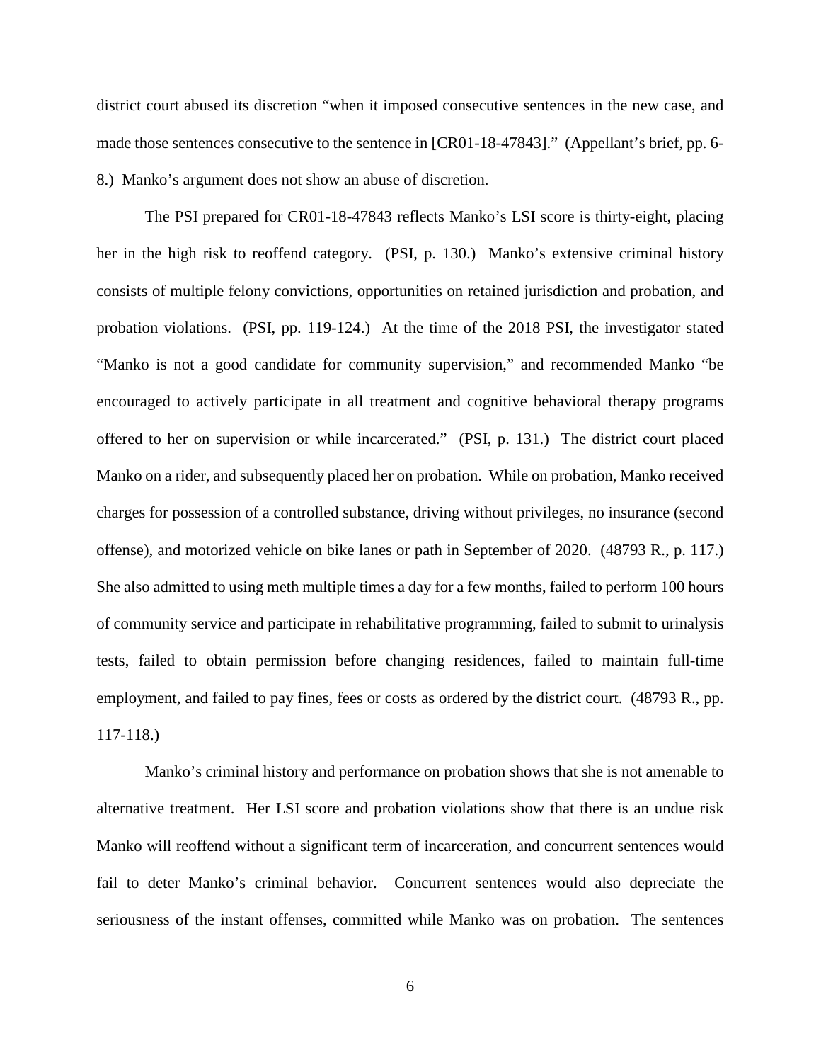district court abused its discretion "when it imposed consecutive sentences in the new case, and made those sentences consecutive to the sentence in [CR01-18-47843]." (Appellant's brief, pp. 6-8.) Manko's argument does not show an abuse of discretion.

The PSI prepared for CR01-18-47843 reflects Manko's LSI score is thirty-eight, placing her in the high risk to reoffend category. (PSI, p. 130.) Manko's extensive criminal history consists of multiple felony convictions, opportunities on retained jurisdiction and probation, and probation violations. (PSI, pp. 119-124.) At the time of the 2018 PSI, the investigator stated "Manko is not a good candidate for community supervision," and recommended Manko "be encouraged to actively participate in all treatment and cognitive behavioral therapy programs offered to her on supervision or while incarcerated." (PSI, p. 131.) The district court placed Manko on a rider, and subsequently placed her on probation. While on probation, Manko received charges for possession of a controlled substance, driving without privileges, no insurance (second offense), and motorized vehicle on bike lanes or path in September of 2020. (48793 R., p. 117.) She also admitted to using meth multiple times a day for a few months, failed to perform 100 hours of community service and participate in rehabilitative programming, failed to submit to urinalysis tests, failed to obtain permission before changing residences, failed to maintain full-time employment, and failed to pay fines, fees or costs as ordered by the district court. (48793 R., pp. 117-118.)

Manko's criminal history and performance on probation shows that she is not amenable to alternative treatment. Her LSI score and probation violations show that there is an undue risk Manko will reoffend without a significant term of incarceration, and concurrent sentences would fail to deter Manko's criminal behavior. Concurrent sentences would also depreciate the seriousness of the instant offenses, committed while Manko was on probation. The sentences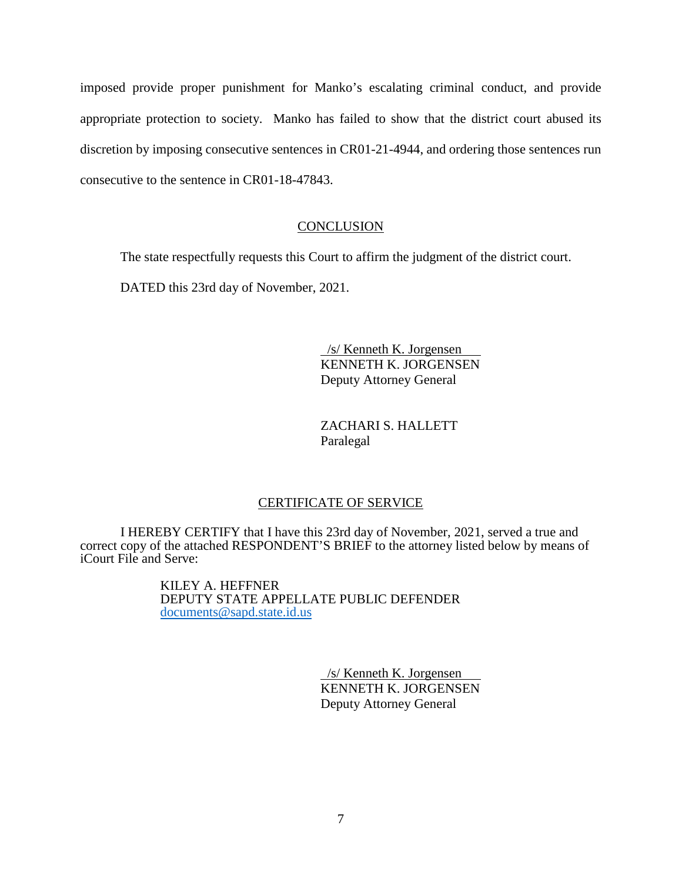imposed provide proper punishment for Manko's escalating criminal conduct, and provide appropriate protection to society. Manko has failed to show that the district court abused its discretion by imposing consecutive sentences in CR01-21-4944, and ordering those sentences run consecutive to the sentence in CR01-18-47843.

## CONCLUSION

The state respectfully requests this Court to affirm the judgment of the district court.

DATED this 23rd day of November, 2021.

/s/ Kenneth K. Jorgensen
KENNETH K. JORGENSEN
Deputy Attorney General

ZACHARI S. HALLETT
Paralegal

## CERTIFICATE OF SERVICE

I HEREBY CERTIFY that I have this 23rd day of November, 2021, served a true and correct copy of the attached RESPONDENT'S BRIEF to the attorney listed below by means of iCourt File and Serve:

KILEY A. HEFFNER
DEPUTY STATE APPELLATE PUBLIC DEFENDER
documents@sapd.state.id.us

/s/ Kenneth K. Jorgensen
KENNETH K. JORGENSEN
Deputy Attorney General